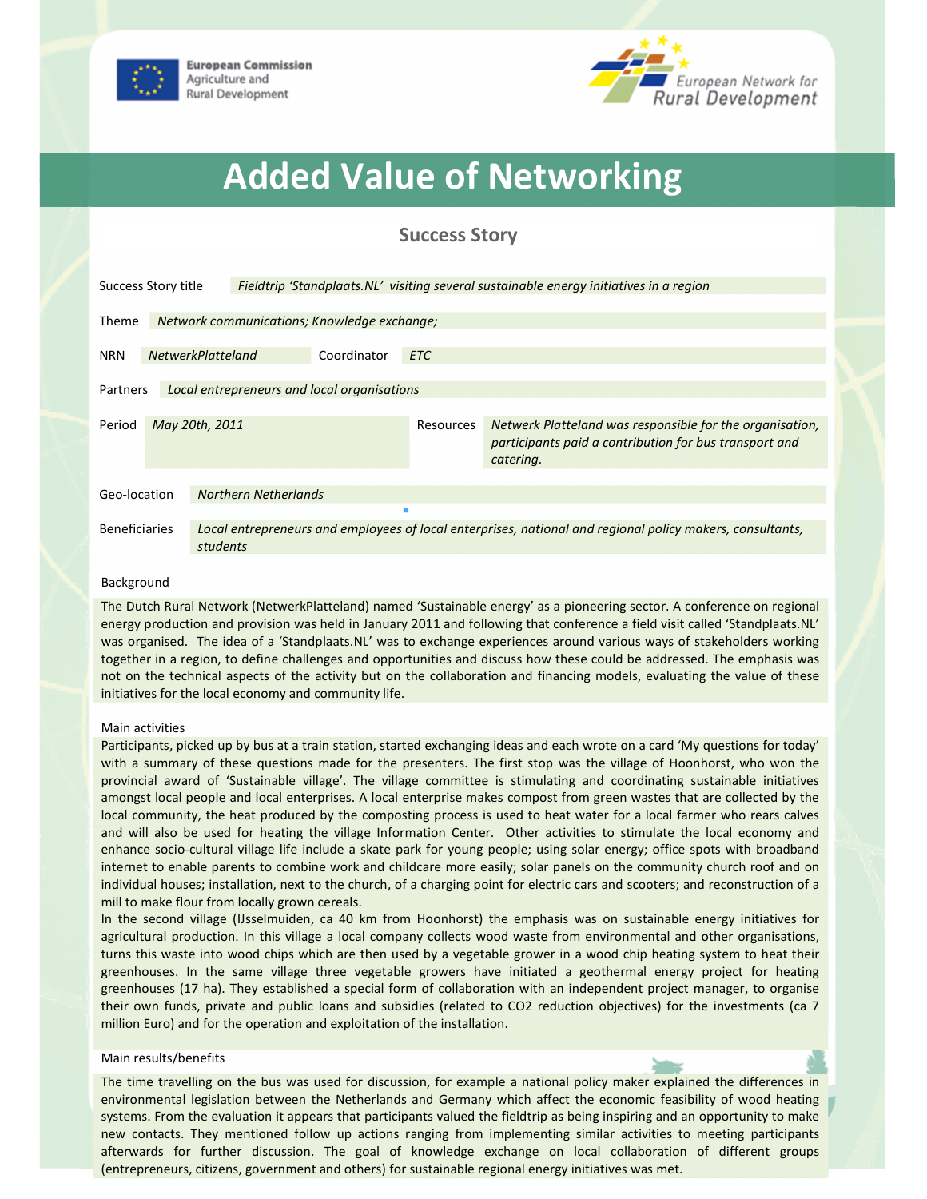European Commission
Agriculture and
Rural Development

European Network for
Rural Development

# Added Value of Networking

## Success Story

| | |
|---|---|
| Success Story title | *Fieldtrip 'Standplaats.NL' visiting several sustainable energy initiatives in a region* |
| Theme | *Network communications; Knowledge exchange;* |
| NRN | *NetwerkPlatteland* |
| Coordinator | *ETC* |
| Partners | *Local entrepreneurs and local organisations* |
| Period | *May 20th, 2011* |
| Resources | *Netwerk Platteland was responsible for the organisation, participants paid a contribution for bus transport and catering.* |
| Geo-location | *Northern Netherlands* |
| Beneficiaries | *Local entrepreneurs and employees of local enterprises, national and regional policy makers, consultants, students* |

### Background

The Dutch Rural Network (NetwerkPlatteland) named 'Sustainable energy' as a pioneering sector. A conference on regional energy production and provision was held in January 2011 and following that conference a field visit called 'Standplaats.NL' was organised. The idea of a 'Standplaats.NL' was to exchange experiences around various ways of stakeholders working together in a region, to define challenges and opportunities and discuss how these could be addressed. The emphasis was not on the technical aspects of the activity but on the collaboration and financing models, evaluating the value of these initiatives for the local economy and community life.

### Main activities

Participants, picked up by bus at a train station, started exchanging ideas and each wrote on a card 'My questions for today' with a summary of these questions made for the presenters. The first stop was the village of Hoonhorst, who won the provincial award of 'Sustainable village'. The village committee is stimulating and coordinating sustainable initiatives amongst local people and local enterprises. A local enterprise makes compost from green wastes that are collected by the local community, the heat produced by the composting process is used to heat water for a local farmer who rears calves and will also be used for heating the village Information Center. Other activities to stimulate the local economy and enhance socio-cultural village life include a skate park for young people; using solar energy; office spots with broadband internet to enable parents to combine work and childcare more easily; solar panels on the community church roof and on individual houses; installation, next to the church, of a charging point for electric cars and scooters; and reconstruction of a mill to make flour from locally grown cereals.

In the second village (IJsselmuiden, ca 40 km from Hoonhorst) the emphasis was on sustainable energy initiatives for agricultural production. In this village a local company collects wood waste from environmental and other organisations, turns this waste into wood chips which are then used by a vegetable grower in a wood chip heating system to heat their greenhouses. In the same village three vegetable growers have initiated a geothermal energy project for heating greenhouses (17 ha). They established a special form of collaboration with an independent project manager, to organise their own funds, private and public loans and subsidies (related to $CO_2$ reduction objectives) for the investments (ca 7 million Euro) and for the operation and exploitation of the installation.

### Main results/benefits

The time travelling on the bus was used for discussion, for example a national policy maker explained the differences in environmental legislation between the Netherlands and Germany which affect the economic feasibility of wood heating systems. From the evaluation it appears that participants valued the fieldtrip as being inspiring and an opportunity to make new contacts. They mentioned follow up actions ranging from implementing similar activities to meeting participants afterwards for further discussion. The goal of knowledge exchange on local collaboration of different groups (entrepreneurs, citizens, government and others) for sustainable regional energy initiatives was met.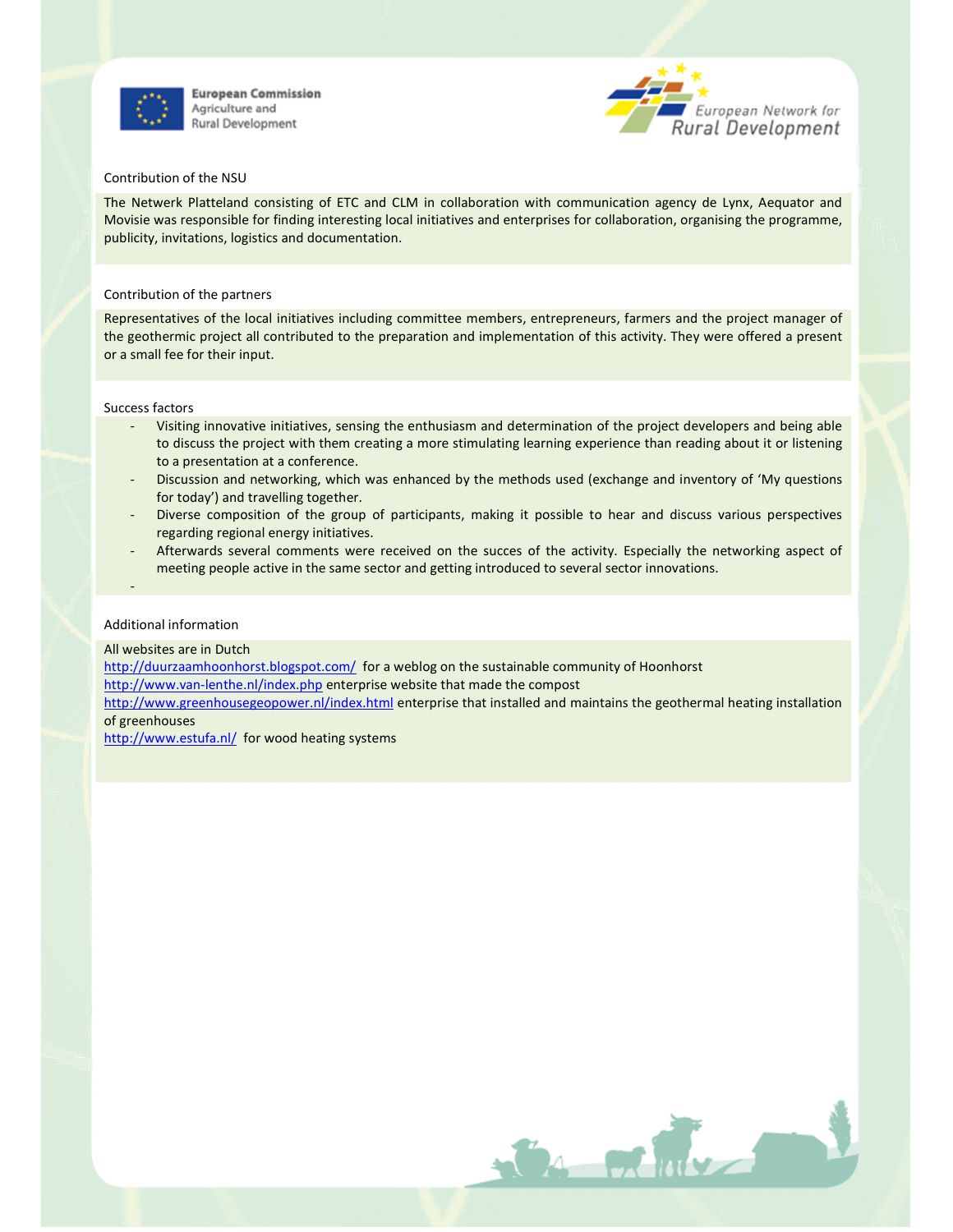## Contribution of the NSU

The Netwerk Platteland consisting of ETC and CLM in collaboration with communication agency de Lynx, Aequator and Movisie was responsible for finding interesting local initiatives and enterprises for collaboration, organising the programme, publicity, invitations, logistics and documentation.

## Contribution of the partners

Representatives of the local initiatives including committee members, entrepreneurs, farmers and the project manager of the geothermic project all contributed to the preparation and implementation of this activity. They were offered a present or a small fee for their input.

## Success factors

- Visiting innovative initiatives, sensing the enthusiasm and determination of the project developers and being able to discuss the project with them creating a more stimulating learning experience than reading about it or listening to a presentation at a conference.
- Discussion and networking, which was enhanced by the methods used (exchange and inventory of 'My questions for today') and travelling together.
- Diverse composition of the group of participants, making it possible to hear and discuss various perspectives regarding regional energy initiatives.
- Afterwards several comments were received on the succes of the activity. Especially the networking aspect of meeting people active in the same sector and getting introduced to several sector innovations.
-

## Additional information

All websites are in Dutch

http://duurzaamhoonhorst.blogspot.com/ for a weblog on the sustainable community of Hoonhorst
http://www.van-lenthe.nl/index.php enterprise website that made the compost
http://www.greenhousegeopower.nl/index.html enterprise that installed and maintains the geothermal heating installation of greenhouses
http://www.estufa.nl/ for wood heating systems